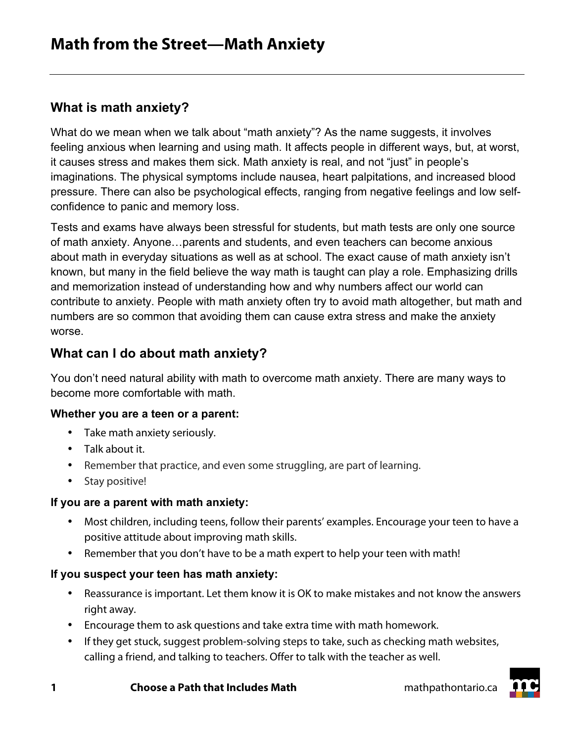# Math from the Street—Math Anxiety

## What is math anxiety?

What do we mean when we talk about "math anxiety"? As the name suggests, it involves feeling anxious when learning and using math. It affects people in different ways, but, at worst, it causes stress and makes them sick. Math anxiety is real, and not "just" in people's imaginations. The physical symptoms include nausea, heart palpitations, and increased blood pressure. There can also be psychological effects, ranging from negative feelings and low self-confidence to panic and memory loss.

Tests and exams have always been stressful for students, but math tests are only one source of math anxiety. Anyone…parents and students, and even teachers can become anxious about math in everyday situations as well as at school. The exact cause of math anxiety isn't known, but many in the field believe the way math is taught can play a role. Emphasizing drills and memorization instead of understanding how and why numbers affect our world can contribute to anxiety. People with math anxiety often try to avoid math altogether, but math and numbers are so common that avoiding them can cause extra stress and make the anxiety worse.

## What can I do about math anxiety?

You don't need natural ability with math to overcome math anxiety. There are many ways to become more comfortable with math.

**Whether you are a teen or a parent:**

- Take math anxiety seriously.
- Talk about it.
- Remember that practice, and even some struggling, are part of learning.
- Stay positive!

**If you are a parent with math anxiety:**

- Most children, including teens, follow their parents' examples. Encourage your teen to have a positive attitude about improving math skills.
- Remember that you don't have to be a math expert to help your teen with math!

**If you suspect your teen has math anxiety:**

- Reassurance is important. Let them know it is OK to make mistakes and not know the answers right away.
- Encourage them to ask questions and take extra time with math homework.
- If they get stuck, suggest problem-solving steps to take, such as checking math websites, calling a friend, and talking to teachers. Offer to talk with the teacher as well.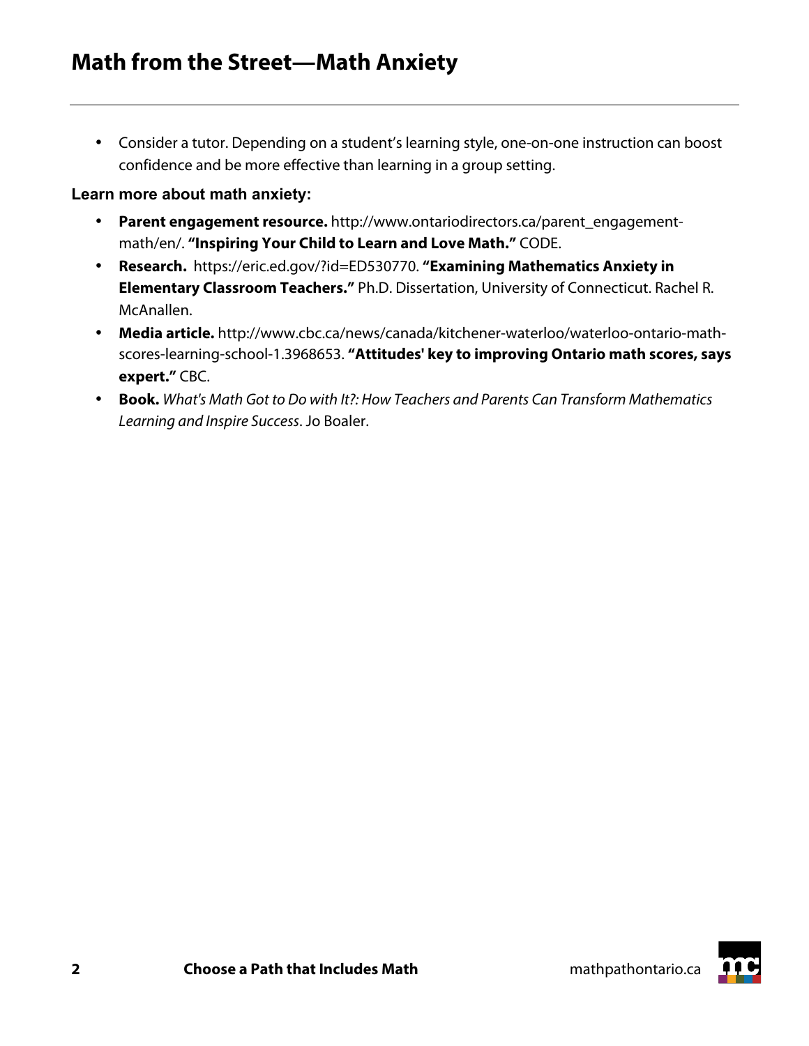- Consider a tutor. Depending on a student's learning style, one-on-one instruction can boost confidence and be more effective than learning in a group setting.

**Learn more about math anxiety:**

- **Parent engagement resource.** http://www.ontariodirectors.ca/parent_engagement-math/en/. **"Inspiring Your Child to Learn and Love Math."** CODE.
- **Research.** https://eric.ed.gov/?id=ED530770. **"Examining Mathematics Anxiety in Elementary Classroom Teachers."** Ph.D. Dissertation, University of Connecticut. Rachel R. McAnallen.
- **Media article.** http://www.cbc.ca/news/canada/kitchener-waterloo/waterloo-ontario-math-scores-learning-school-1.3968653. **"Attitudes' key to improving Ontario math scores, says expert."** CBC.
- **Book.** *What's Math Got to Do with It?: How Teachers and Parents Can Transform Mathematics Learning and Inspire Success*. Jo Boaler.